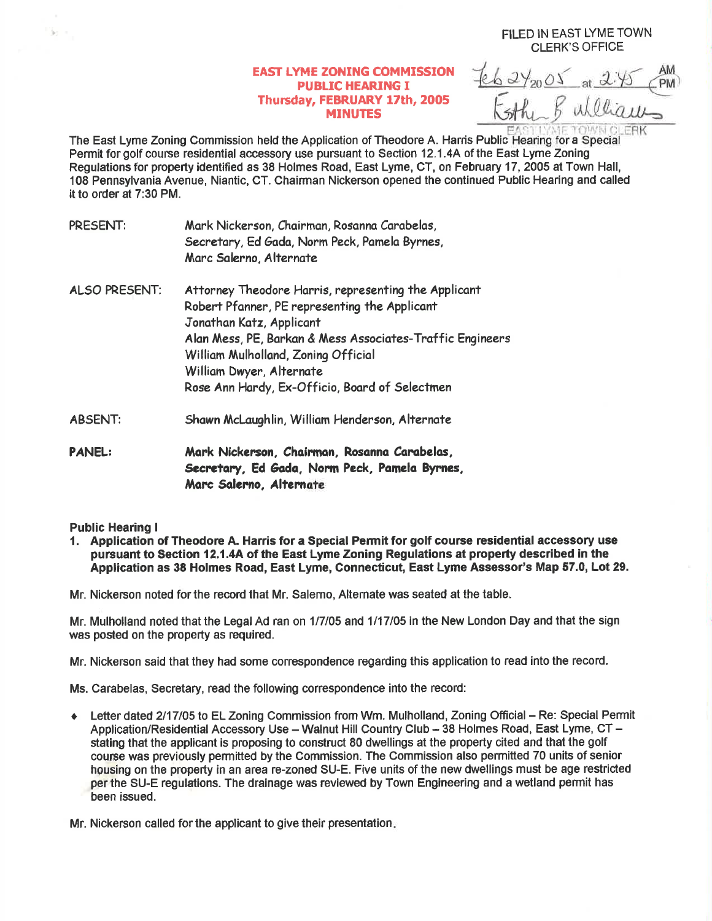FILED IN EAST LYME TOWN CLERK'S OFFICE

Feb 24 2005 at 2:45 PM

Esther B Williams

EAST LYME TOWN CLERK

# EAST LYME ZONING COMMISSION
## PUBLIC HEARING I
## Thursday, FEBRUARY 17th, 2005
## MINUTES

The East Lyme Zoning Commission held the Application of Theodore A. Harris Public Hearing for a Special Permit for golf course residential accessory use pursuant to Section 12.1.4A of the East Lyme Zoning Regulations for property identified as 38 Holmes Road, East Lyme, CT, on February 17, 2005 at Town Hall, 108 Pennsylvania Avenue, Niantic, CT. Chairman Nickerson opened the continued Public Hearing and called it to order at 7:30 PM.

PRESENT: Mark Nickerson, Chairman, Rosanna Carabelas, Secretary, Ed Gada, Norm Peck, Pamela Byrnes, Marc Salerno, Alternate

ALSO PRESENT: Attorney Theodore Harris, representing the Applicant
Robert Pfanner, PE representing the Applicant
Jonathan Katz, Applicant
Alan Mess, PE, Barkan & Mess Associates-Traffic Engineers
William Mulholland, Zoning Official
William Dwyer, Alternate
Rose Ann Hardy, Ex-Officio, Board of Selectmen

ABSENT: Shawn McLaughlin, William Henderson, Alternate

**PANEL: Mark Nickerson, Chairman, Rosanna Carabelas, Secretary, Ed Gada, Norm Peck, Pamela Byrnes, Marc Salerno, Alternate**

**Public Hearing I**

1. **Application of Theodore A. Harris for a Special Permit for golf course residential accessory use pursuant to Section 12.1.4A of the East Lyme Zoning Regulations at property described in the Application as 38 Holmes Road, East Lyme, Connecticut, East Lyme Assessor's Map 57.0, Lot 29.**

Mr. Nickerson noted for the record that Mr. Salerno, Alternate was seated at the table.

Mr. Mulholland noted that the Legal Ad ran on 1/7/05 and 1/17/05 in the New London Day and that the sign was posted on the property as required.

Mr. Nickerson said that they had some correspondence regarding this application to read into the record.

Ms. Carabelas, Secretary, read the following correspondence into the record:

- Letter dated 2/17/05 to EL Zoning Commission from Wm. Mulholland, Zoning Official – Re: Special Permit Application/Residential Accessory Use – Walnut Hill Country Club – 38 Holmes Road, East Lyme, CT – stating that the applicant is proposing to construct 80 dwellings at the property cited and that the golf course was previously permitted by the Commission. The Commission also permitted 70 units of senior housing on the property in an area re-zoned SU-E. Five units of the new dwellings must be age restricted per the SU-E regulations. The drainage was reviewed by Town Engineering and a wetland permit has been issued.

Mr. Nickerson called for the applicant to give their presentation.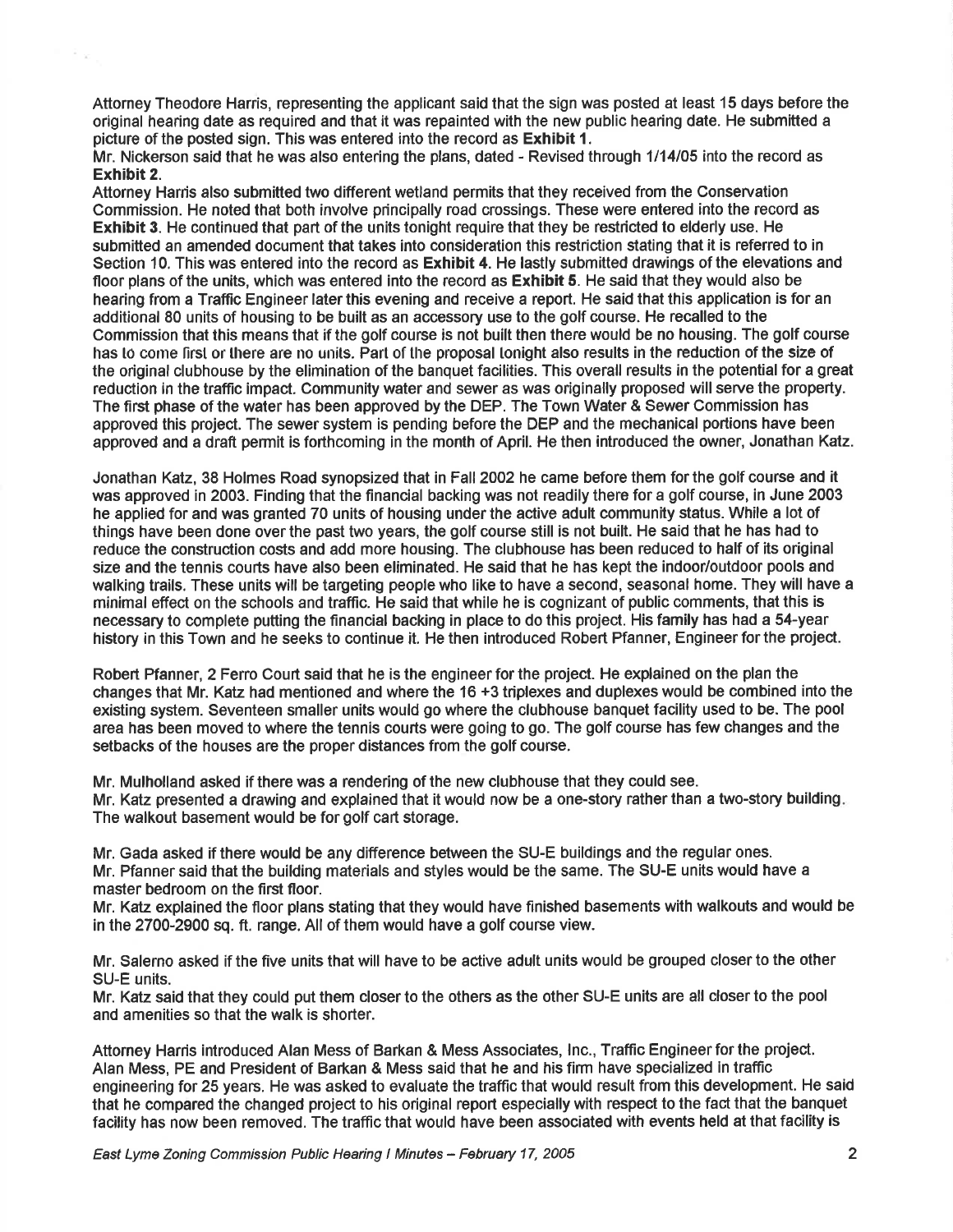Attorney Theodore Harris, representing the applicant said that the sign was posted at least 15 days before the original hearing date as required and that it was repainted with the new public hearing date. He submitted a picture of the posted sign. This was entered into the record as **Exhibit 1**.

Mr. Nickerson said that he was also entering the plans, dated - Revised through 1/14/05 into the record as **Exhibit 2**.

Attorney Harris also submitted two different wetland permits that they received from the Conservation Commission. He noted that both involve principally road crossings. These were entered into the record as **Exhibit 3**. He continued that part of the units tonight require that they be restricted to elderly use. He submitted an amended document that takes into consideration this restriction stating that it is referred to in Section 10. This was entered into the record as **Exhibit 4**. He lastly submitted drawings of the elevations and floor plans of the units, which was entered into the record as **Exhibit 5**. He said that they would also be hearing from a Traffic Engineer later this evening and receive a report. He said that this application is for an additional 80 units of housing to be built as an accessory use to the golf course. He recalled to the Commission that this means that if the golf course is not built then there would be no housing. The golf course has to come first or there are no units. Part of the proposal tonight also results in the reduction of the size of the original clubhouse by the elimination of the banquet facilities. This overall results in the potential for a great reduction in the traffic impact. Community water and sewer as was originally proposed will serve the property. The first phase of the water has been approved by the DEP. The Town Water & Sewer Commission has approved this project. The sewer system is pending before the DEP and the mechanical portions have been approved and a draft permit is forthcoming in the month of April. He then introduced the owner, Jonathan Katz.

Jonathan Katz, 38 Holmes Road synopsized that in Fall 2002 he came before them for the golf course and it was approved in 2003. Finding that the financial backing was not readily there for a golf course, in June 2003 he applied for and was granted 70 units of housing under the active adult community status. While a lot of things have been done over the past two years, the golf course still is not built. He said that he has had to reduce the construction costs and add more housing. The clubhouse has been reduced to half of its original size and the tennis courts have also been eliminated. He said that he has kept the indoor/outdoor pools and walking trails. These units will be targeting people who like to have a second, seasonal home. They will have a minimal effect on the schools and traffic. He said that while he is cognizant of public comments, that this is necessary to complete putting the financial backing in place to do this project. His family has had a 54-year history in this Town and he seeks to continue it. He then introduced Robert Pfanner, Engineer for the project.

Robert Pfanner, 2 Ferro Court said that he is the engineer for the project. He explained on the plan the changes that Mr. Katz had mentioned and where the 16 +3 triplexes and duplexes would be combined into the existing system. Seventeen smaller units would go where the clubhouse banquet facility used to be. The pool area has been moved to where the tennis courts were going to go. The golf course has few changes and the setbacks of the houses are the proper distances from the golf course.

Mr. Mulholland asked if there was a rendering of the new clubhouse that they could see.

Mr. Katz presented a drawing and explained that it would now be a one-story rather than a two-story building. The walkout basement would be for golf cart storage.

Mr. Gada asked if there would be any difference between the SU-E buildings and the regular ones.

Mr. Pfanner said that the building materials and styles would be the same. The SU-E units would have a master bedroom on the first floor.

Mr. Katz explained the floor plans stating that they would have finished basements with walkouts and would be in the 2700-2900 sq. ft. range. All of them would have a golf course view.

Mr. Salerno asked if the five units that will have to be active adult units would be grouped closer to the other SU-E units.

Mr. Katz said that they could put them closer to the others as the other SU-E units are all closer to the pool and amenities so that the walk is shorter.

Attorney Harris introduced Alan Mess of Barkan & Mess Associates, Inc., Traffic Engineer for the project.

Alan Mess, PE and President of Barkan & Mess said that he and his firm have specialized in traffic engineering for 25 years. He was asked to evaluate the traffic that would result from this development. He said that he compared the changed project to his original report especially with respect to the fact that the banquet facility has now been removed. The traffic that would have been associated with events held at that facility is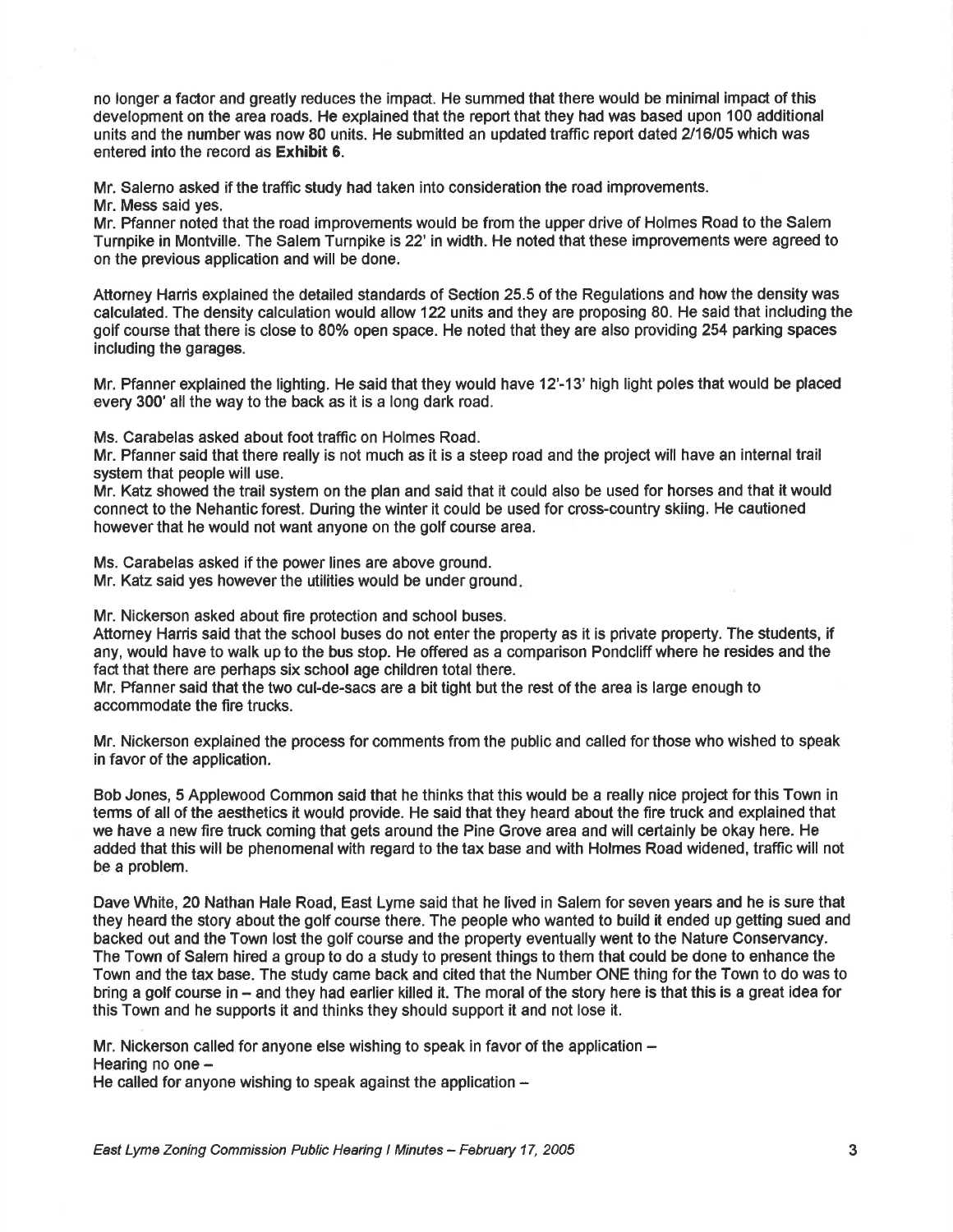no longer a factor and greatly reduces the impact. He summed that there would be minimal impact of this development on the area roads. He explained that the report that they had was based upon 100 additional units and the number was now 80 units. He submitted an updated traffic report dated 2/16/05 which was entered into the record as **Exhibit 6.**

Mr. Salerno asked if the traffic study had taken into consideration the road improvements.
Mr. Mess said yes.
Mr. Pfanner noted that the road improvements would be from the upper drive of Holmes Road to the Salem Turnpike in Montville. The Salem Turnpike is 22' in width. He noted that these improvements were agreed to on the previous application and will be done.

Attorney Harris explained the detailed standards of Section 25.5 of the Regulations and how the density was calculated. The density calculation would allow 122 units and they are proposing 80. He said that including the golf course that there is close to 80% open space. He noted that they are also providing 254 parking spaces including the garages.

Mr. Pfanner explained the lighting. He said that they would have 12'-13' high light poles that would be placed every 300' all the way to the back as it is a long dark road.

Ms. Carabelas asked about foot traffic on Holmes Road.
Mr. Pfanner said that there really is not much as it is a steep road and the project will have an internal trail system that people will use.
Mr. Katz showed the trail system on the plan and said that it could also be used for horses and that it would connect to the Nehantic forest. During the winter it could be used for cross-country skiing. He cautioned however that he would not want anyone on the golf course area.

Ms. Carabelas asked if the power lines are above ground.
Mr. Katz said yes however the utilities would be under ground.

Mr. Nickerson asked about fire protection and school buses.
Attorney Harris said that the school buses do not enter the property as it is private property. The students, if any, would have to walk up to the bus stop. He offered as a comparison Pondcliff where he resides and the fact that there are perhaps six school age children total there.
Mr. Pfanner said that the two cul-de-sacs are a bit tight but the rest of the area is large enough to accommodate the fire trucks.

Mr. Nickerson explained the process for comments from the public and called for those who wished to speak in favor of the application.

Bob Jones, 5 Applewood Common said that he thinks that this would be a really nice project for this Town in terms of all of the aesthetics it would provide. He said that they heard about the fire truck and explained that we have a new fire truck coming that gets around the Pine Grove area and will certainly be okay here. He added that this will be phenomenal with regard to the tax base and with Holmes Road widened, traffic will not be a problem.

Dave White, 20 Nathan Hale Road, East Lyme said that he lived in Salem for seven years and he is sure that they heard the story about the golf course there. The people who wanted to build it ended up getting sued and backed out and the Town lost the golf course and the property eventually went to the Nature Conservancy. The Town of Salem hired a group to do a study to present things to them that could be done to enhance the Town and the tax base. The study came back and cited that the Number ONE thing for the Town to do was to bring a golf course in – and they had earlier killed it. The moral of the story here is that this is a great idea for this Town and he supports it and thinks they should support it and not lose it.

Mr. Nickerson called for anyone else wishing to speak in favor of the application –
Hearing no one –
He called for anyone wishing to speak against the application –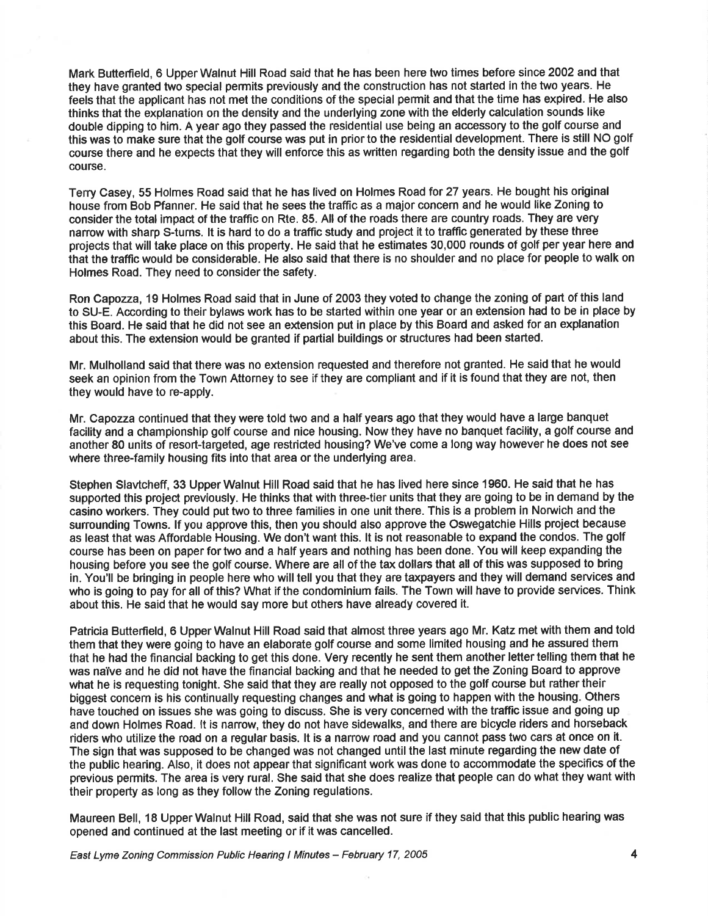Mark Butterfield, 6 Upper Walnut Hill Road said that he has been here two times before since 2002 and that they have granted two special permits previously and the construction has not started in the two years. He feels that the applicant has not met the conditions of the special permit and that the time has expired. He also thinks that the explanation on the density and the underlying zone with the elderly calculation sounds like double dipping to him. A year ago they passed the residential use being an accessory to the golf course and this was to make sure that the golf course was put in prior to the residential development. There is still NO golf course there and he expects that they will enforce this as written regarding both the density issue and the golf course.

Terry Casey, 55 Holmes Road said that he has lived on Holmes Road for 27 years. He bought his original house from Bob Pfanner. He said that he sees the traffic as a major concern and he would like Zoning to consider the total impact of the traffic on Rte. 85. All of the roads there are country roads. They are very narrow with sharp S-turns. It is hard to do a traffic study and project it to traffic generated by these three projects that will take place on this property. He said that he estimates 30,000 rounds of golf per year here and that the traffic would be considerable. He also said that there is no shoulder and no place for people to walk on Holmes Road. They need to consider the safety.

Ron Capozza, 19 Holmes Road said that in June of 2003 they voted to change the zoning of part of this land to SU-E. According to their bylaws work has to be started within one year or an extension had to be in place by this Board. He said that he did not see an extension put in place by this Board and asked for an explanation about this. The extension would be granted if partial buildings or structures had been started.

Mr. Mulholland said that there was no extension requested and therefore not granted. He said that he would seek an opinion from the Town Attorney to see if they are compliant and if it is found that they are not, then they would have to re-apply.

Mr. Capozza continued that they were told two and a half years ago that they would have a large banquet facility and a championship golf course and nice housing. Now they have no banquet facility, a golf course and another 80 units of resort-targeted, age restricted housing? We've come a long way however he does not see where three-family housing fits into that area or the underlying area.

Stephen Slavtcheff, 33 Upper Walnut Hill Road said that he has lived here since 1960. He said that he has supported this project previously. He thinks that with three-tier units that they are going to be in demand by the casino workers. They could put two to three families in one unit there. This is a problem in Norwich and the surrounding Towns. If you approve this, then you should also approve the Oswegatchie Hills project because as least that was Affordable Housing. We don't want this. It is not reasonable to expand the condos. The golf course has been on paper for two and a half years and nothing has been done. You will keep expanding the housing before you see the golf course. Where are all of the tax dollars that all of this was supposed to bring in. You'll be bringing in people here who will tell you that they are taxpayers and they will demand services and who is going to pay for all of this? What if the condominium fails. The Town will have to provide services. Think about this. He said that he would say more but others have already covered it.

Patricia Butterfield, 6 Upper Walnut Hill Road said that almost three years ago Mr. Katz met with them and told them that they were going to have an elaborate golf course and some limited housing and he assured them that he had the financial backing to get this done. Very recently he sent them another letter telling them that he was naïve and he did not have the financial backing and that he needed to get the Zoning Board to approve what he is requesting tonight. She said that they are really not opposed to the golf course but rather their biggest concern is his continually requesting changes and what is going to happen with the housing. Others have touched on issues she was going to discuss. She is very concerned with the traffic issue and going up and down Holmes Road. It is narrow, they do not have sidewalks, and there are bicycle riders and horseback riders who utilize the road on a regular basis. It is a narrow road and you cannot pass two cars at once on it. The sign that was supposed to be changed was not changed until the last minute regarding the new date of the public hearing. Also, it does not appear that significant work was done to accommodate the specifics of the previous permits. The area is very rural. She said that she does realize that people can do what they want with their property as long as they follow the Zoning regulations.

Maureen Bell, 18 Upper Walnut Hill Road, said that she was not sure if they said that this public hearing was opened and continued at the last meeting or if it was cancelled.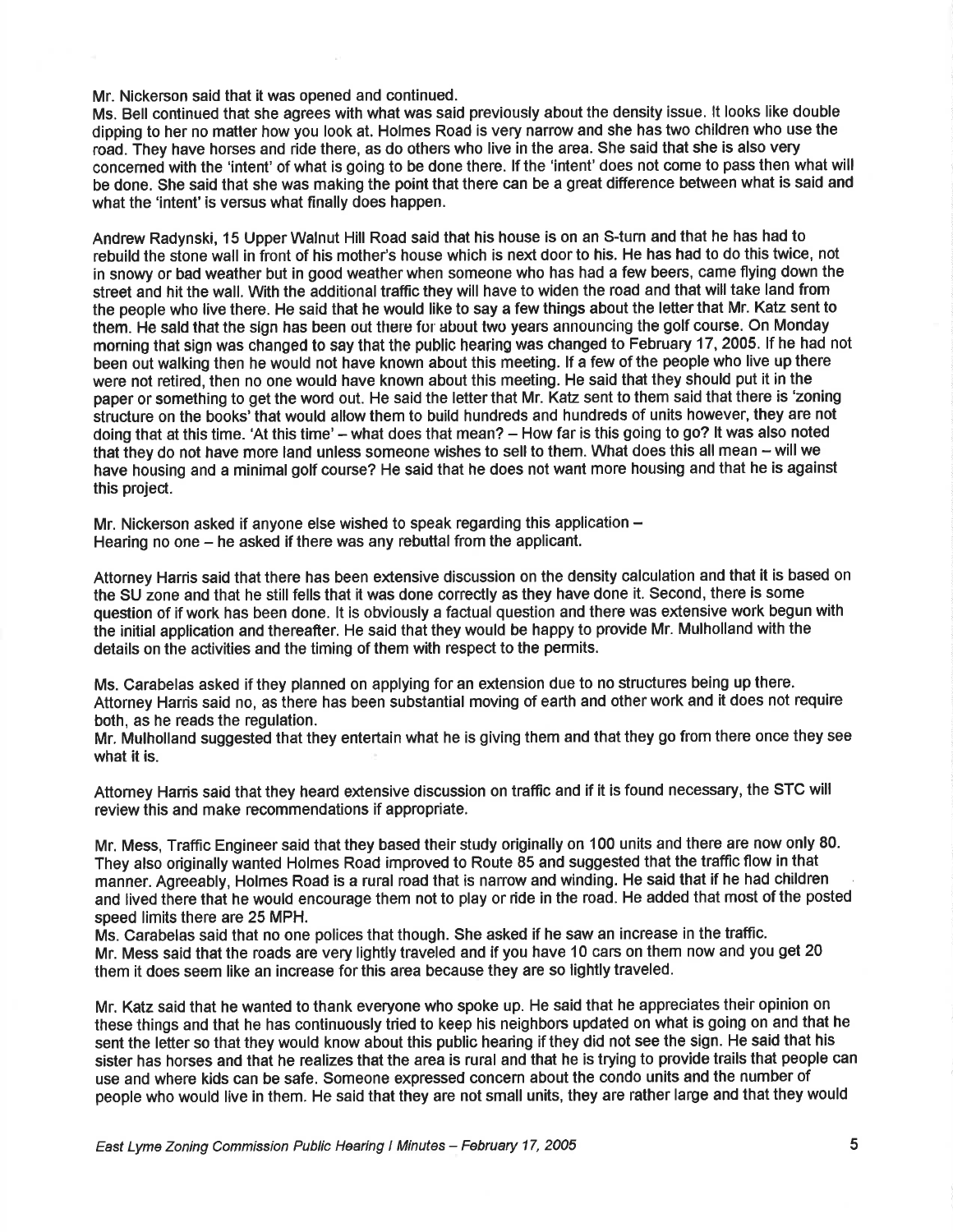Mr. Nickerson said that it was opened and continued.
Ms. Bell continued that she agrees with what was said previously about the density issue. It looks like double dipping to her no matter how you look at. Holmes Road is very narrow and she has two children who use the road. They have horses and ride there, as do others who live in the area. She said that she is also very concerned with the 'intent' of what is going to be done there. If the 'intent' does not come to pass then what will be done. She said that she was making the point that there can be a great difference between what is said and what the 'intent' is versus what finally does happen.

Andrew Radynski, 15 Upper Walnut Hill Road said that his house is on an S-turn and that he has had to rebuild the stone wall in front of his mother's house which is next door to his. He has had to do this twice, not in snowy or bad weather but in good weather when someone who has had a few beers, came flying down the street and hit the wall. With the additional traffic they will have to widen the road and that will take land from the people who live there. He said that he would like to say a few things about the letter that Mr. Katz sent to them. He said that the sign has been out there for about two years announcing the golf course. On Monday morning that sign was changed to say that the public hearing was changed to February 17, 2005. If he had not been out walking then he would not have known about this meeting. If a few of the people who live up there were not retired, then no one would have known about this meeting. He said that they should put it in the paper or something to get the word out. He said the letter that Mr. Katz sent to them said that there is 'zoning structure on the books' that would allow them to build hundreds and hundreds of units however, they are not doing that at this time. 'At this time' – what does that mean? – How far is this going to go? It was also noted that they do not have more land unless someone wishes to sell to them. What does this all mean – will we have housing and a minimal golf course? He said that he does not want more housing and that he is against this project.

Mr. Nickerson asked if anyone else wished to speak regarding this application –
Hearing no one – he asked if there was any rebuttal from the applicant.

Attorney Harris said that there has been extensive discussion on the density calculation and that it is based on the SU zone and that he still fells that it was done correctly as they have done it. Second, there is some question of if work has been done. It is obviously a factual question and there was extensive work begun with the initial application and thereafter. He said that they would be happy to provide Mr. Mulholland with the details on the activities and the timing of them with respect to the permits.

Ms. Carabelas asked if they planned on applying for an extension due to no structures being up there.
Attorney Harris said no, as there has been substantial moving of earth and other work and it does not require both, as he reads the regulation.
Mr. Mulholland suggested that they entertain what he is giving them and that they go from there once they see what it is.

Attorney Harris said that they heard extensive discussion on traffic and if it is found necessary, the STC will review this and make recommendations if appropriate.

Mr. Mess, Traffic Engineer said that they based their study originally on 100 units and there are now only 80. They also originally wanted Holmes Road improved to Route 85 and suggested that the traffic flow in that manner. Agreeably, Holmes Road is a rural road that is narrow and winding. He said that if he had children and lived there that he would encourage them not to play or ride in the road. He added that most of the posted speed limits there are 25 MPH.
Ms. Carabelas said that no one polices that though. She asked if he saw an increase in the traffic.
Mr. Mess said that the roads are very lightly traveled and if you have 10 cars on them now and you get 20 them it does seem like an increase for this area because they are so lightly traveled.

Mr. Katz said that he wanted to thank everyone who spoke up. He said that he appreciates their opinion on these things and that he has continuously tried to keep his neighbors updated on what is going on and that he sent the letter so that they would know about this public hearing if they did not see the sign. He said that his sister has horses and that he realizes that the area is rural and that he is trying to provide trails that people can use and where kids can be safe. Someone expressed concern about the condo units and the number of people who would live in them. He said that they are not small units, they are rather large and that they would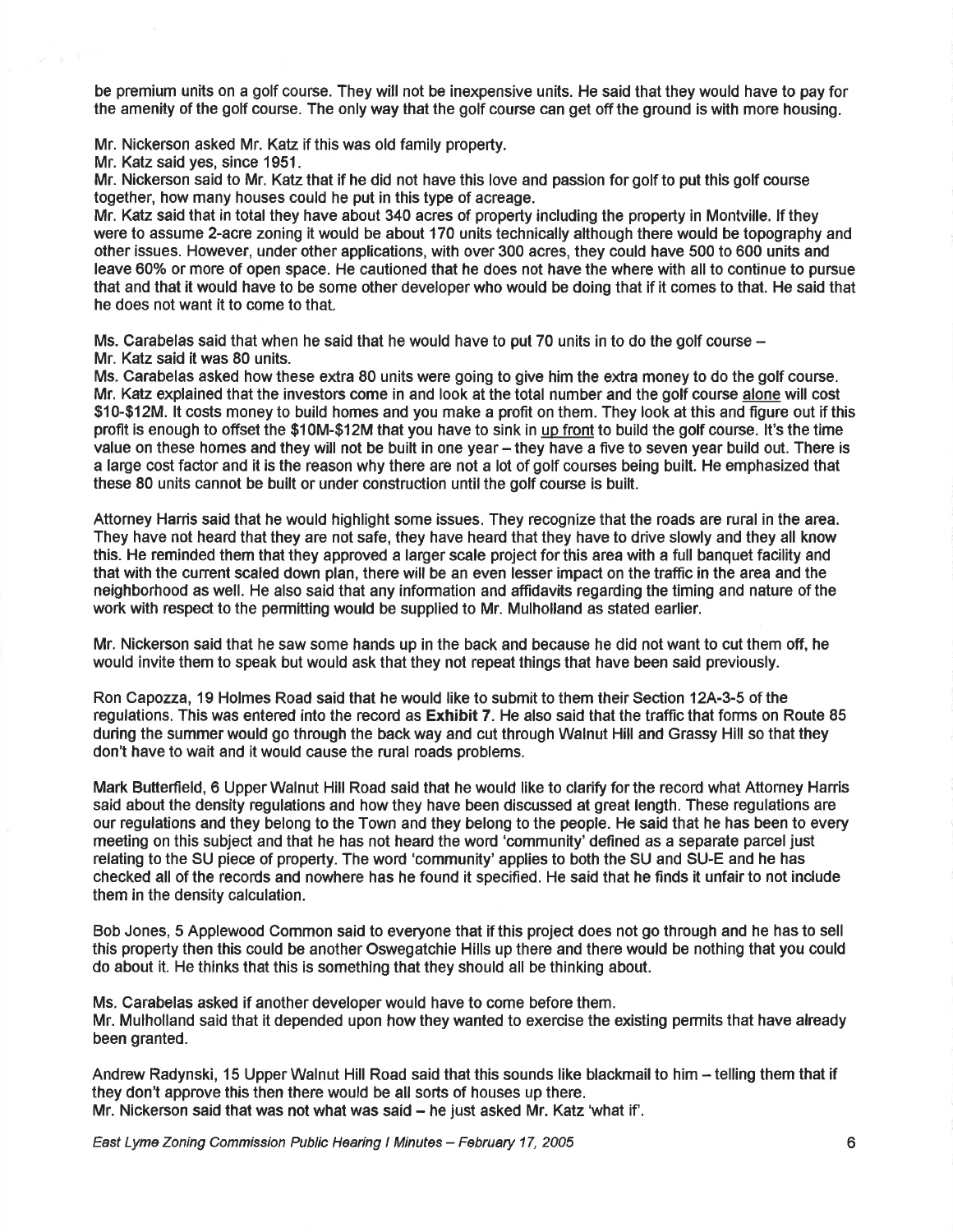be premium units on a golf course. They will not be inexpensive units. He said that they would have to pay for the amenity of the golf course. The only way that the golf course can get off the ground is with more housing.

Mr. Nickerson asked Mr. Katz if this was old family property.

Mr. Katz said yes, since 1951.

Mr. Nickerson said to Mr. Katz that if he did not have this love and passion for golf to put this golf course together, how many houses could he put in this type of acreage.

Mr. Katz said that in total they have about 340 acres of property including the property in Montville. If they were to assume 2-acre zoning it would be about 170 units technically although there would be topography and other issues. However, under other applications, with over 300 acres, they could have 500 to 600 units and leave 60% or more of open space. He cautioned that he does not have the where with all to continue to pursue that and that it would have to be some other developer who would be doing that if it comes to that. He said that he does not want it to come to that.

Ms. Carabelas said that when he said that he would have to put 70 units in to do the golf course –

Mr. Katz said it was 80 units.

Ms. Carabelas asked how these extra 80 units were going to give him the extra money to do the golf course.

Mr. Katz explained that the investors come in and look at the total number and the golf course alone will cost $10-$12M. It costs money to build homes and you make a profit on them. They look at this and figure out if this profit is enough to offset the $10M-$12M that you have to sink in up front to build the golf course. It's the time value on these homes and they will not be built in one year – they have a five to seven year build out. There is a large cost factor and it is the reason why there are not a lot of golf courses being built. He emphasized that these 80 units cannot be built or under construction until the golf course is built.

Attorney Harris said that he would highlight some issues. They recognize that the roads are rural in the area. They have not heard that they are not safe, they have heard that they have to drive slowly and they all know this. He reminded them that they approved a larger scale project for this area with a full banquet facility and that with the current scaled down plan, there will be an even lesser impact on the traffic in the area and the neighborhood as well. He also said that any information and affidavits regarding the timing and nature of the work with respect to the permitting would be supplied to Mr. Mulholland as stated earlier.

Mr. Nickerson said that he saw some hands up in the back and because he did not want to cut them off, he would invite them to speak but would ask that they not repeat things that have been said previously.

Ron Capozza, 19 Holmes Road said that he would like to submit to them their Section 12A-3-5 of the regulations. This was entered into the record as **Exhibit 7**. He also said that the traffic that forms on Route 85 during the summer would go through the back way and cut through Walnut Hill and Grassy Hill so that they don't have to wait and it would cause the rural roads problems.

Mark Butterfield, 6 Upper Walnut Hill Road said that he would like to clarify for the record what Attorney Harris said about the density regulations and how they have been discussed at great length. These regulations are our regulations and they belong to the Town and they belong to the people. He said that he has been to every meeting on this subject and that he has not heard the word 'community' defined as a separate parcel just relating to the SU piece of property. The word 'community' applies to both the SU and SU-E and he has checked all of the records and nowhere has he found it specified. He said that he finds it unfair to not include them in the density calculation.

Bob Jones, 5 Applewood Common said to everyone that if this project does not go through and he has to sell this property then this could be another Oswegatchie Hills up there and there would be nothing that you could do about it. He thinks that this is something that they should all be thinking about.

Ms. Carabelas asked if another developer would have to come before them.

Mr. Mulholland said that it depended upon how they wanted to exercise the existing permits that have already been granted.

Andrew Radynski, 15 Upper Walnut Hill Road said that this sounds like blackmail to him – telling them that if they don't approve this then there would be all sorts of houses up there.

Mr. Nickerson said that was not what was said – he just asked Mr. Katz 'what if'.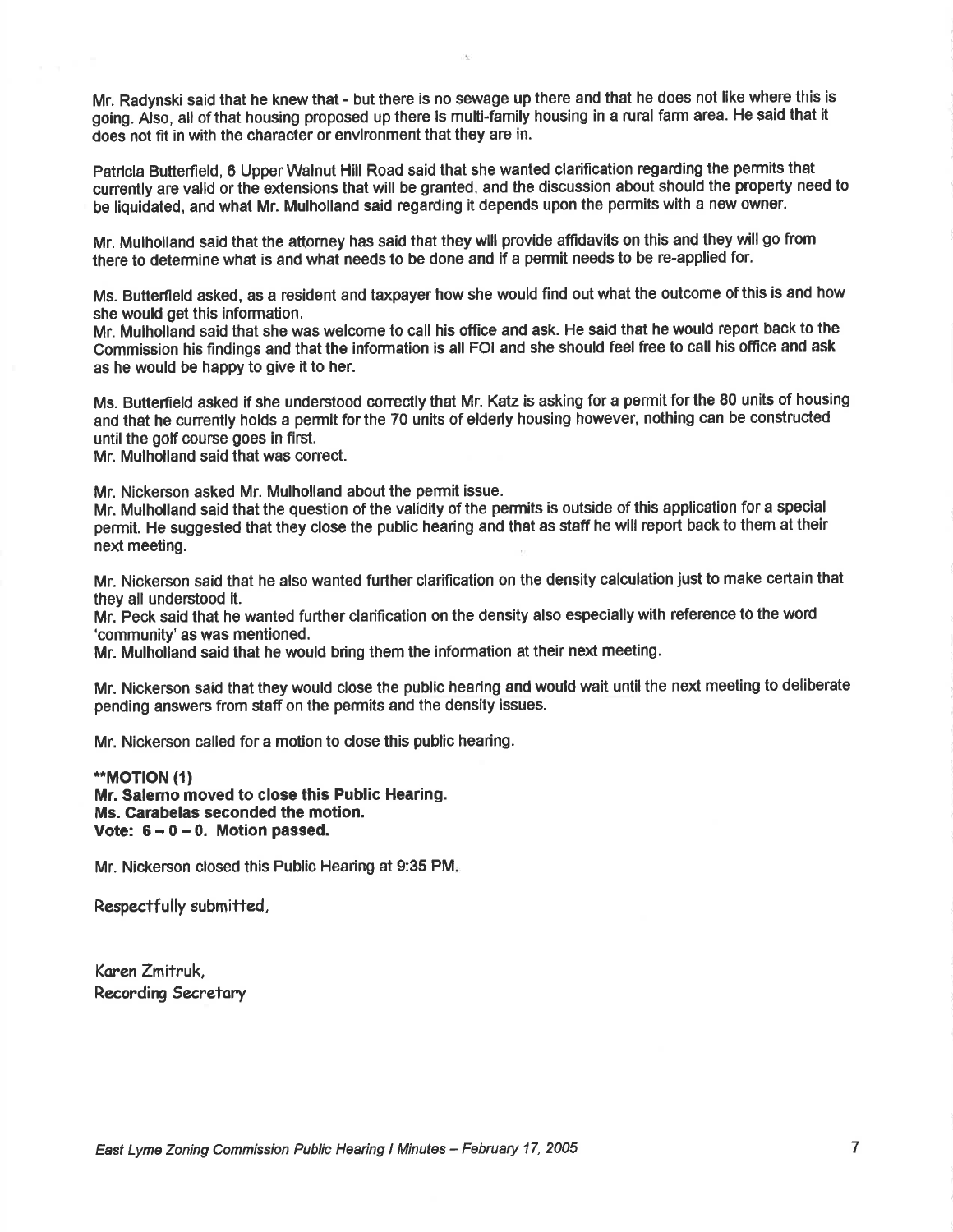Mr. Radynski said that he knew that - but there is no sewage up there and that he does not like where this is going. Also, all of that housing proposed up there is multi-family housing in a rural farm area. He said that it does not fit in with the character or environment that they are in.

Patricia Butterfield, 6 Upper Walnut Hill Road said that she wanted clarification regarding the permits that currently are valid or the extensions that will be granted, and the discussion about should the property need to be liquidated, and what Mr. Mulholland said regarding it depends upon the permits with a new owner.

Mr. Mulholland said that the attorney has said that they will provide affidavits on this and they will go from there to determine what is and what needs to be done and if a permit needs to be re-applied for.

Ms. Butterfield asked, as a resident and taxpayer how she would find out what the outcome of this is and how she would get this information.
Mr. Mulholland said that she was welcome to call his office and ask. He said that he would report back to the Commission his findings and that the information is all FOI and she should feel free to call his office and ask as he would be happy to give it to her.

Ms. Butterfield asked if she understood correctly that Mr. Katz is asking for a permit for the 80 units of housing and that he currently holds a permit for the 70 units of elderly housing however, nothing can be constructed until the golf course goes in first.
Mr. Mulholland said that was correct.

Mr. Nickerson asked Mr. Mulholland about the permit issue.
Mr. Mulholland said that the question of the validity of the permits is outside of this application for a special permit. He suggested that they close the public hearing and that as staff he will report back to them at their next meeting.

Mr. Nickerson said that he also wanted further clarification on the density calculation just to make certain that they all understood it.
Mr. Peck said that he wanted further clarification on the density also especially with reference to the word 'community' as was mentioned.
Mr. Mulholland said that he would bring them the information at their next meeting.

Mr. Nickerson said that they would close the public hearing and would wait until the next meeting to deliberate pending answers from staff on the permits and the density issues.

Mr. Nickerson called for a motion to close this public hearing.

**\*\*MOTION (1)**
**Mr. Salerno moved to close this Public Hearing.**
**Ms. Carabelas seconded the motion.**
**Vote: 6 – 0 – 0. Motion passed.**

Mr. Nickerson closed this Public Hearing at 9:35 PM.

Respectfully submitted,

Karen Zmitruk,
Recording Secretary